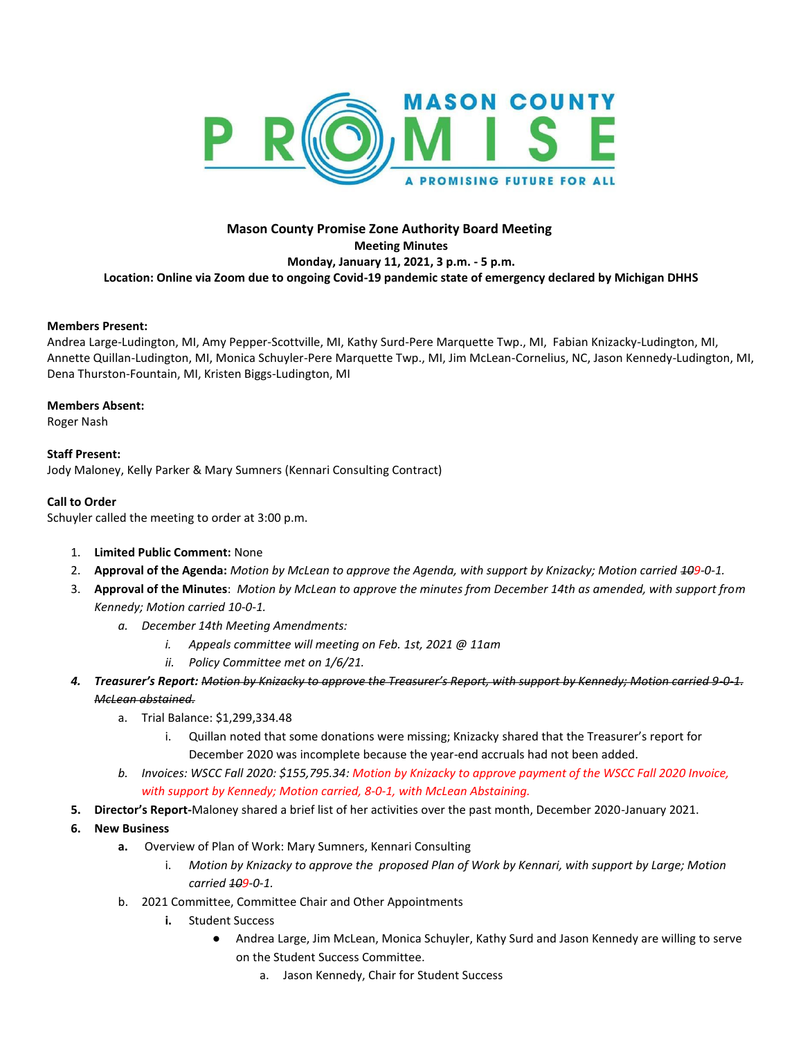# Mason County Promise Zone Authority Board Meeting

**Meeting Minutes**

**Monday, January 11, 2021, 3 p.m. - 5 p.m.**

**Location: Online via Zoom due to ongoing Covid-19 pandemic state of emergency declared by Michigan DHHS**

**Members Present:**
Andrea Large-Ludington, MI, Amy Pepper-Scottville, MI, Kathy Surd-Pere Marquette Twp., MI, Fabian Knizacky-Ludington, MI, Annette Quillan-Ludington, MI, Monica Schuyler-Pere Marquette Twp., MI, Jim McLean-Cornelius, NC, Jason Kennedy-Ludington, MI, Dena Thurston-Fountain, MI, Kristen Biggs-Ludington, MI

**Members Absent:**
Roger Nash

**Staff Present:**
Jody Maloney, Kelly Parker & Mary Sumners (Kennari Consulting Contract)

**Call to Order**
Schuyler called the meeting to order at 3:00 p.m.

1. **Limited Public Comment:** None
2. **Approval of the Agenda:** *Motion by McLean to approve the Agenda, with support by Knizacky; Motion carried ~~10~~9-0-1.*
3. **Approval of the Minutes**: *Motion by McLean to approve the minutes from December 14th as amended, with support from Kennedy; Motion carried 10-0-1.*
   a. *December 14th Meeting Amendments:*
      i. *Appeals committee will meeting on Feb. 1st, 2021 @ 11am*
      ii. *Policy Committee met on 1/6/21.*
4. ***Treasurer's Report:*** *~~Motion by Knizacky to approve the Treasurer's Report, with support by Kennedy; Motion carried 9-0-1. McLean abstained.~~*
   a. Trial Balance: $1,299,334.48
      i. Quillan noted that some donations were missing; Knizacky shared that the Treasurer's report for December 2020 was incomplete because the year-end accruals had not been added.
   b. *Invoices: WSCC Fall 2020: $155,795.34: Motion by Knizacky to approve payment of the WSCC Fall 2020 Invoice, with support by Kennedy; Motion carried, 8-0-1, with McLean Abstaining.*
5. **Director's Report-**Maloney shared a brief list of her activities over the past month, December 2020-January 2021.
6. **New Business**
   a. Overview of Plan of Work: Mary Sumners, Kennari Consulting
      i. *Motion by Knizacky to approve the proposed Plan of Work by Kennari, with support by Large; Motion carried ~~10~~9-0-1.*
   b. 2021 Committee, Committee Chair and Other Appointments
      i. Student Success
         - Andrea Large, Jim McLean, Monica Schuyler, Kathy Surd and Jason Kennedy are willing to serve on the Student Success Committee.
            a. Jason Kennedy, Chair for Student Success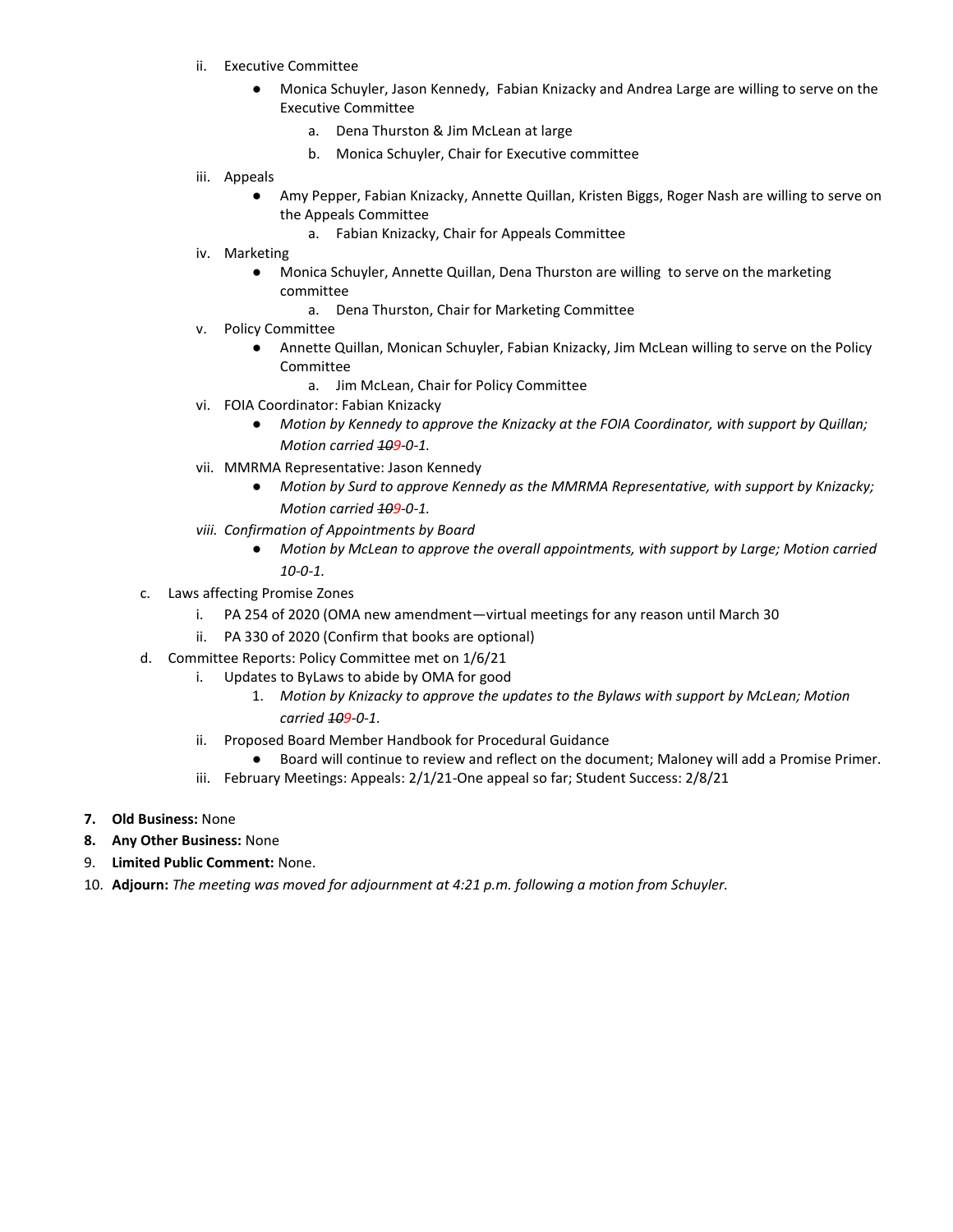- ii. Executive Committee
  - Monica Schuyler, Jason Kennedy, Fabian Knizacky and Andrea Large are willing to serve on the Executive Committee
    - a. Dena Thurston & Jim McLean at large
    - b. Monica Schuyler, Chair for Executive committee
- iii. Appeals
  - Amy Pepper, Fabian Knizacky, Annette Quillan, Kristen Biggs, Roger Nash are willing to serve on the Appeals Committee
    - a. Fabian Knizacky, Chair for Appeals Committee
- iv. Marketing
  - Monica Schuyler, Annette Quillan, Dena Thurston are willing to serve on the marketing committee
    - a. Dena Thurston, Chair for Marketing Committee
- v. Policy Committee
  - Annette Quillan, Monican Schuyler, Fabian Knizacky, Jim McLean willing to serve on the Policy Committee
    - a. Jim McLean, Chair for Policy Committee
- vi. FOIA Coordinator: Fabian Knizacky
  - *Motion by Kennedy to approve the Knizacky at the FOIA Coordinator, with support by Quillan; Motion carried ~~10~~9-0-1.*
- vii. MMRMA Representative: Jason Kennedy
  - *Motion by Surd to approve Kennedy as the MMRMA Representative, with support by Knizacky; Motion carried ~~10~~9-0-1.*
- *viii. Confirmation of Appointments by Board*
  - *Motion by McLean to approve the overall appointments, with support by Large; Motion carried 10-0-1.*

c. Laws affecting Promise Zones
- i. PA 254 of 2020 (OMA new amendment—virtual meetings for any reason until March 30
- ii. PA 330 of 2020 (Confirm that books are optional)

d. Committee Reports: Policy Committee met on 1/6/21
- i. Updates to ByLaws to abide by OMA for good
  1. *Motion by Knizacky to approve the updates to the Bylaws with support by McLean; Motion carried ~~10~~9-0-1.*
- ii. Proposed Board Member Handbook for Procedural Guidance
  - Board will continue to review and reflect on the document; Maloney will add a Promise Primer.
- iii. February Meetings: Appeals: 2/1/21-One appeal so far; Student Success: 2/8/21

7. **Old Business:** None
8. **Any Other Business:** None
9. **Limited Public Comment:** None.
10. **Adjourn:** *The meeting was moved for adjournment at 4:21 p.m. following a motion from Schuyler.*